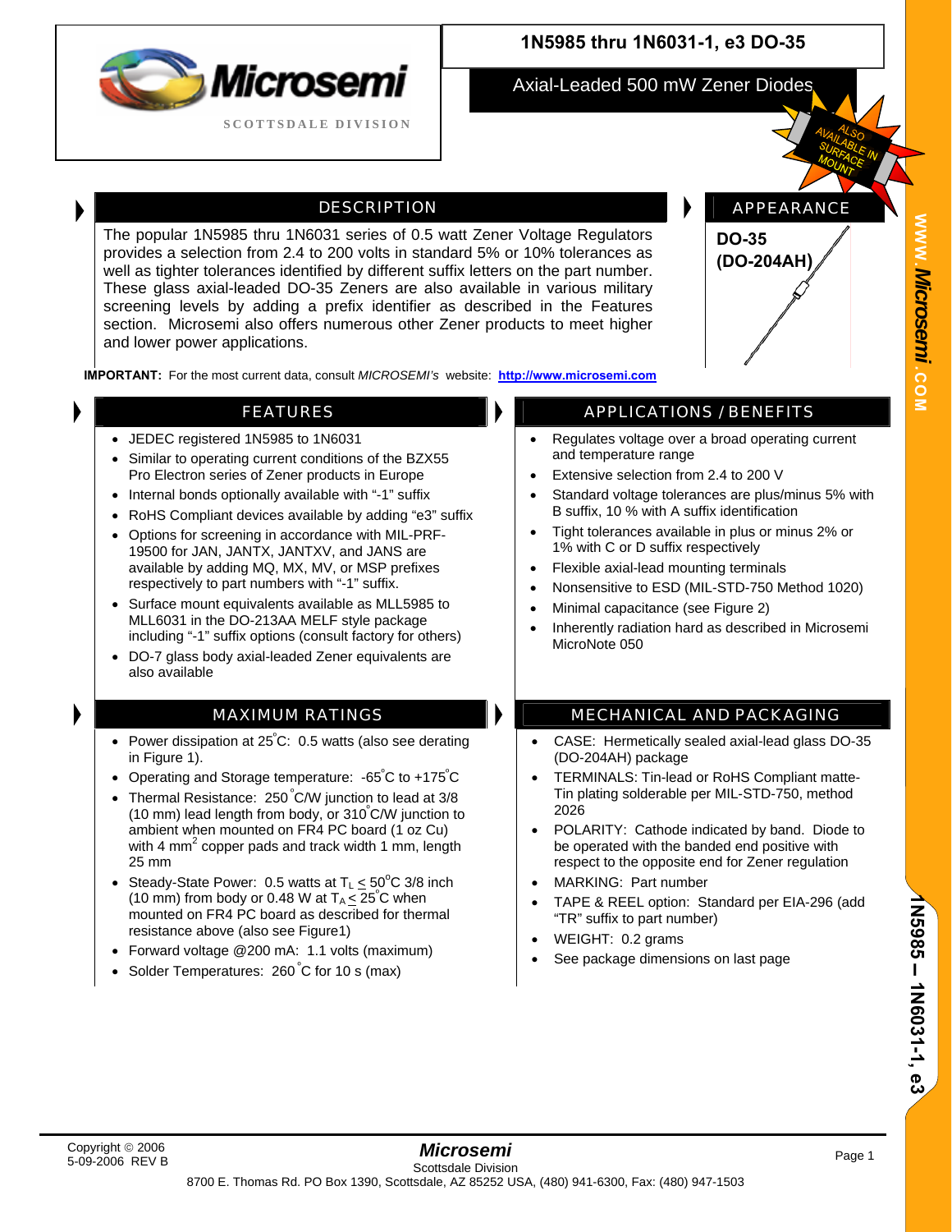# 1N5985 thru 1N6031-1, e3 DO-35

## Axial-Leaded 500 mW Zener Diodes

Microsemi

SCOTTSDALE DIVISION

ALSO AVAILABLE IN SURFACE MOUNT

## DESCRIPTION

The popular 1N5985 thru 1N6031 series of 0.5 watt Zener Voltage Regulators provides a selection from 2.4 to 200 volts in standard 5% or 10% tolerances as well as tighter tolerances identified by different suffix letters on the part number. These glass axial-leaded DO-35 Zeners are also available in various military screening levels by adding a prefix identifier as described in the Features section. Microsemi also offers numerous other Zener products to meet higher and lower power applications.

## APPEARANCE

**DO-35 (DO-204AH)**

**IMPORTANT:** For the most current data, consult *MICROSEMI's* website: **http://www.microsemi.com**

## FEATURES

- JEDEC registered 1N5985 to 1N6031
- Similar to operating current conditions of the BZX55 Pro Electron series of Zener products in Europe
- Internal bonds optionally available with "-1" suffix
- RoHS Compliant devices available by adding "e3" suffix
- Options for screening in accordance with MIL-PRF-19500 for JAN, JANTX, JANTXV, and JANS are available by adding MQ, MX, MV, or MSP prefixes respectively to part numbers with "-1" suffix.
- Surface mount equivalents available as MLL5985 to MLL6031 in the DO-213AA MELF style package including "-1" suffix options (consult factory for others)
- DO-7 glass body axial-leaded Zener equivalents are also available

## APPLICATIONS / BENEFITS

- Regulates voltage over a broad operating current and temperature range
- Extensive selection from 2.4 to 200 V
- Standard voltage tolerances are plus/minus 5% with B suffix, 10 % with A suffix identification
- Tight tolerances available in plus or minus 2% or 1% with C or D suffix respectively
- Flexible axial-lead mounting terminals
- Nonsensitive to ESD (MIL-STD-750 Method 1020)
- Minimal capacitance (see Figure 2)
- Inherently radiation hard as described in Microsemi MicroNote 050

## MAXIMUM RATINGS

- Power dissipation at 25°C: 0.5 watts (also see derating in Figure 1).
- Operating and Storage temperature: -65°C to +175°C
- Thermal Resistance: 250°C/W junction to lead at 3/8 (10 mm) lead length from body, or 310°C/W junction to ambient when mounted on FR4 PC board (1 oz Cu) with 4 mm$^2$ copper pads and track width 1 mm, length 25 mm
- Steady-State Power: 0.5 watts at $T_L \leq 50^oC$ 3/8 inch (10 mm) from body or 0.48 W at $T_A \leq 25^oC$ when mounted on FR4 PC board as described for thermal resistance above (also see Figure1)
- Forward voltage @200 mA: 1.1 volts (maximum)
- Solder Temperatures: 260°C for 10 s (max)

## MECHANICAL AND PACKAGING

- CASE: Hermetically sealed axial-lead glass DO-35 (DO-204AH) package
- TERMINALS: Tin-lead or RoHS Compliant matte-Tin plating solderable per MIL-STD-750, method 2026
- POLARITY: Cathode indicated by band. Diode to be operated with the banded end positive with respect to the opposite end for Zener regulation
- MARKING: Part number
- TAPE & REEL option: Standard per EIA-296 (add "TR" suffix to part number)
- WEIGHT: 0.2 grams
- See package dimensions on last page

Copyright © 2006
5-09-2006 REV B

*Microsemi*
Scottsdale Division
8700 E. Thomas Rd. PO Box 1390, Scottsdale, AZ 85252 USA, (480) 941-6300, Fax: (480) 947-1503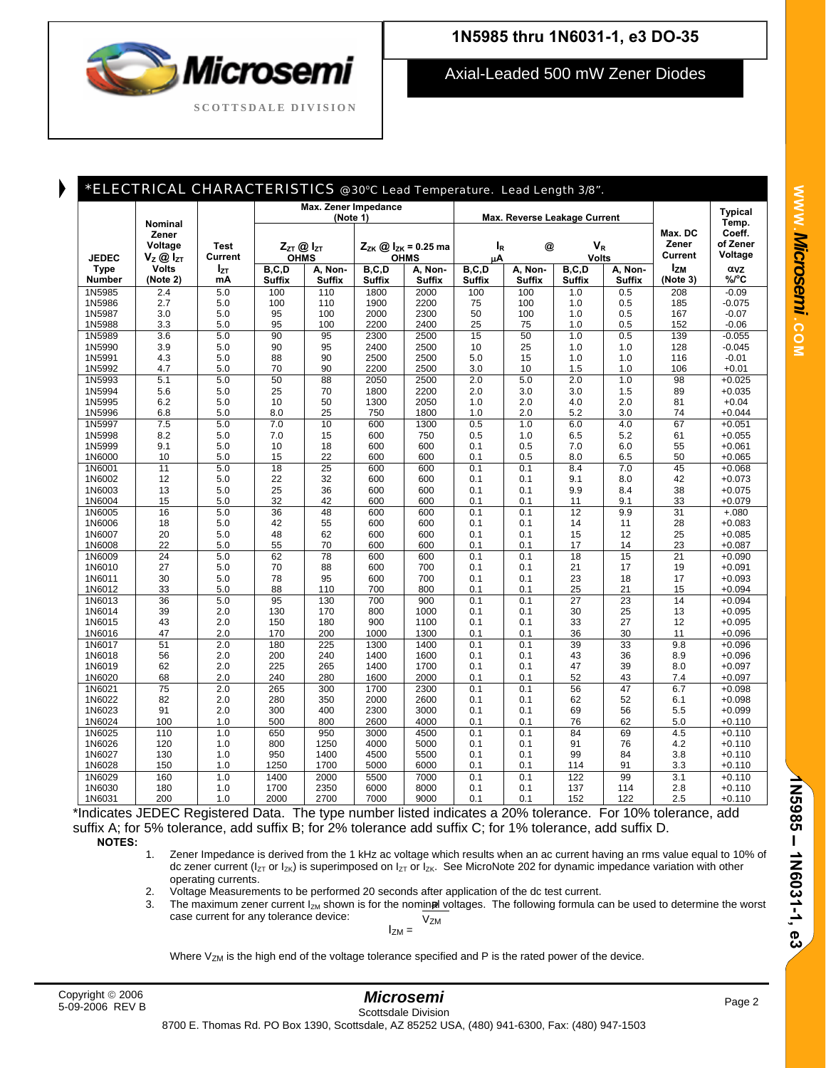# 1N5985 thru 1N6031-1, e3 DO-35

## Axial-Leaded 500 mW Zener Diodes

### *ELECTRICAL CHARACTERISTICS @30°C Lead Temperature. Lead Length 3/8".

| JEDEC Type Number | Nominal Zener Voltage $V_Z$ @ $I_{ZT}$ Volts (Note 2) | Test Current $I_{ZT}$ mA | Max. Zener Impedance (Note 1) $Z_{ZT}$ @ $I_{ZT}$ OHMS B,C,D Suffix | $Z_{ZT}$ @ $I_{ZT}$ OHMS A, Non-Suffix | $Z_{ZK}$ @ $I_{ZK}$ = 0.25 ma OHMS B,C,D Suffix | $Z_{ZK}$ @ $I_{ZK}$ = 0.25 ma OHMS A, Non-Suffix | Max. Reverse Leakage Current $I_R$ μA B,C,D Suffix | $I_R$ μA A, Non-Suffix | @ $V_R$ Volts B,C,D Suffix | $V_R$ Volts A, Non-Suffix | Max. DC Zener Current $I_{ZM}$ (Note 3) | Typical Temp. Coeff. of Zener Voltage $\alpha_{VZ}$ %/°C |
|---|---|---|---|---|---|---|---|---|---|---|---|---|
| 1N5985 | 2.4 | 5.0 | 100 | 110 | 1800 | 2000 | 100 | 100 | 1.0 | 0.5 | 208 | -0.09 |
| 1N5986 | 2.7 | 5.0 | 100 | 110 | 1900 | 2200 | 75 | 100 | 1.0 | 0.5 | 185 | -0.075 |
| 1N5987 | 3.0 | 5.0 | 95 | 100 | 2000 | 2300 | 50 | 100 | 1.0 | 0.5 | 167 | -0.07 |
| 1N5988 | 3.3 | 5.0 | 95 | 100 | 2200 | 2400 | 25 | 75 | 1.0 | 0.5 | 152 | -0.06 |
| 1N5989 | 3.6 | 5.0 | 90 | 95 | 2300 | 2500 | 15 | 50 | 1.0 | 0.5 | 139 | -0.055 |
| 1N5990 | 3.9 | 5.0 | 90 | 95 | 2400 | 2500 | 10 | 25 | 1.0 | 1.0 | 128 | -0.045 |
| 1N5991 | 4.3 | 5.0 | 88 | 90 | 2500 | 2500 | 5.0 | 15 | 1.0 | 1.0 | 116 | -0.01 |
| 1N5992 | 4.7 | 5.0 | 70 | 90 | 2200 | 2500 | 3.0 | 10 | 1.5 | 1.0 | 106 | +0.01 |
| 1N5993 | 5.1 | 5.0 | 50 | 88 | 2050 | 2500 | 2.0 | 5.0 | 2.0 | 1.0 | 98 | +0.025 |
| 1N5994 | 5.6 | 5.0 | 25 | 70 | 1800 | 2200 | 2.0 | 3.0 | 3.0 | 1.5 | 89 | +0.035 |
| 1N5995 | 6.2 | 5.0 | 10 | 50 | 1300 | 2050 | 1.0 | 2.0 | 4.0 | 2.0 | 81 | +0.04 |
| 1N5996 | 6.8 | 5.0 | 8.0 | 25 | 750 | 1800 | 1.0 | 2.0 | 5.2 | 3.0 | 74 | +0.044 |
| 1N5997 | 7.5 | 5.0 | 7.0 | 10 | 600 | 1300 | 0.5 | 1.0 | 6.0 | 4.0 | 67 | +0.051 |
| 1N5998 | 8.2 | 5.0 | 7.0 | 15 | 600 | 750 | 0.5 | 1.0 | 6.5 | 5.2 | 61 | +0.055 |
| 1N5999 | 9.1 | 5.0 | 10 | 18 | 600 | 600 | 0.1 | 0.5 | 7.0 | 6.0 | 55 | +0.061 |
| 1N6000 | 10 | 5.0 | 15 | 22 | 600 | 600 | 0.1 | 0.5 | 8.0 | 6.5 | 50 | +0.065 |
| 1N6001 | 11 | 5.0 | 18 | 25 | 600 | 600 | 0.1 | 0.1 | 8.4 | 7.0 | 45 | +0.068 |
| 1N6002 | 12 | 5.0 | 22 | 32 | 600 | 600 | 0.1 | 0.1 | 9.1 | 8.0 | 42 | +0.073 |
| 1N6003 | 13 | 5.0 | 25 | 36 | 600 | 600 | 0.1 | 0.1 | 9.9 | 8.4 | 38 | +0.075 |
| 1N6004 | 15 | 5.0 | 32 | 42 | 600 | 600 | 0.1 | 0.1 | 11 | 9.1 | 33 | +0.079 |
| 1N6005 | 16 | 5.0 | 36 | 48 | 600 | 600 | 0.1 | 0.1 | 12 | 9.9 | 31 | +.080 |
| 1N6006 | 18 | 5.0 | 42 | 55 | 600 | 600 | 0.1 | 0.1 | 14 | 11 | 28 | +0.083 |
| 1N6007 | 20 | 5.0 | 48 | 62 | 600 | 600 | 0.1 | 0.1 | 15 | 12 | 25 | +0.085 |
| 1N6008 | 22 | 5.0 | 55 | 70 | 600 | 600 | 0.1 | 0.1 | 17 | 14 | 23 | +0.087 |
| 1N6009 | 24 | 5.0 | 62 | 78 | 600 | 600 | 0.1 | 0.1 | 18 | 15 | 21 | +0.090 |
| 1N6010 | 27 | 5.0 | 70 | 88 | 600 | 700 | 0.1 | 0.1 | 21 | 17 | 19 | +0.091 |
| 1N6011 | 30 | 5.0 | 78 | 95 | 600 | 700 | 0.1 | 0.1 | 23 | 18 | 17 | +0.093 |
| 1N6012 | 33 | 5.0 | 88 | 110 | 700 | 800 | 0.1 | 0.1 | 25 | 21 | 15 | +0.094 |
| 1N6013 | 36 | 5.0 | 95 | 130 | 700 | 900 | 0.1 | 0.1 | 27 | 23 | 14 | +0.094 |
| 1N6014 | 39 | 2.0 | 130 | 170 | 800 | 1000 | 0.1 | 0.1 | 30 | 25 | 13 | +0.095 |
| 1N6015 | 43 | 2.0 | 150 | 180 | 900 | 1100 | 0.1 | 0.1 | 33 | 27 | 12 | +0.095 |
| 1N6016 | 47 | 2.0 | 170 | 200 | 1000 | 1300 | 0.1 | 0.1 | 36 | 30 | 11 | +0.096 |
| 1N6017 | 51 | 2.0 | 180 | 225 | 1300 | 1400 | 0.1 | 0.1 | 39 | 33 | 9.8 | +0.096 |
| 1N6018 | 56 | 2.0 | 200 | 240 | 1400 | 1600 | 0.1 | 0.1 | 43 | 36 | 8.9 | +0.096 |
| 1N6019 | 62 | 2.0 | 225 | 265 | 1400 | 1700 | 0.1 | 0.1 | 47 | 39 | 8.0 | +0.097 |
| 1N6020 | 68 | 2.0 | 240 | 280 | 1600 | 2000 | 0.1 | 0.1 | 52 | 43 | 7.4 | +0.097 |
| 1N6021 | 75 | 2.0 | 265 | 300 | 1700 | 2300 | 0.1 | 0.1 | 56 | 47 | 6.7 | +0.098 |
| 1N6022 | 82 | 2.0 | 280 | 350 | 2000 | 2600 | 0.1 | 0.1 | 62 | 52 | 6.1 | +0.098 |
| 1N6023 | 91 | 2.0 | 300 | 400 | 2300 | 3000 | 0.1 | 0.1 | 69 | 56 | 5.5 | +0.099 |
| 1N6024 | 100 | 1.0 | 500 | 800 | 2600 | 4000 | 0.1 | 0.1 | 76 | 62 | 5.0 | +0.110 |
| 1N6025 | 110 | 1.0 | 650 | 950 | 3000 | 4500 | 0.1 | 0.1 | 84 | 69 | 4.5 | +0.110 |
| 1N6026 | 120 | 1.0 | 800 | 1250 | 4000 | 5000 | 0.1 | 0.1 | 91 | 76 | 4.2 | +0.110 |
| 1N6027 | 130 | 1.0 | 950 | 1400 | 4500 | 5500 | 0.1 | 0.1 | 99 | 84 | 3.8 | +0.110 |
| 1N6028 | 150 | 1.0 | 1250 | 1700 | 5000 | 6000 | 0.1 | 0.1 | 114 | 91 | 3.3 | +0.110 |
| 1N6029 | 160 | 1.0 | 1400 | 2000 | 5500 | 7000 | 0.1 | 0.1 | 122 | 99 | 3.1 | +0.110 |
| 1N6030 | 180 | 1.0 | 1700 | 2350 | 6000 | 8000 | 0.1 | 0.1 | 137 | 114 | 2.8 | +0.110 |
| 1N6031 | 200 | 1.0 | 2000 | 2700 | 7000 | 9000 | 0.1 | 0.1 | 152 | 122 | 2.5 | +0.110 |

*Indicates JEDEC Registered Data. The type number listed indicates a 20% tolerance. For 10% tolerance, add suffix A; for 5% tolerance, add suffix B; for 2% tolerance add suffix C; for 1% tolerance, add suffix D.

**NOTES:**

1. Zener Impedance is derived from the 1 kHz ac voltage which results when an ac current having an rms value equal to 10% of dc zener current ($I_{ZT}$ or $I_{ZK}$) is superimposed on $I_{ZT}$ or $I_{ZK}$. See MicroNote 202 for dynamic impedance variation with other operating currents.
2. Voltage Measurements to be performed 20 seconds after application of the dc test current.
3. The maximum zener current $I_{ZM}$ shown is for the nominal voltages. The following formula can be used to determine the worst case current for any tolerance device:

$$I_{ZM} = \frac{P}{V_{ZM}}$$

Where $V_{ZM}$ is the high end of the voltage tolerance specified and P is the rated power of the device.

Copyright © 2006
5-09-2006 REV B

**Microsemi**
Scottsdale Division
8700 E. Thomas Rd. PO Box 1390, Scottsdale, AZ 85252 USA, (480) 941-6300, Fax: (480) 947-1503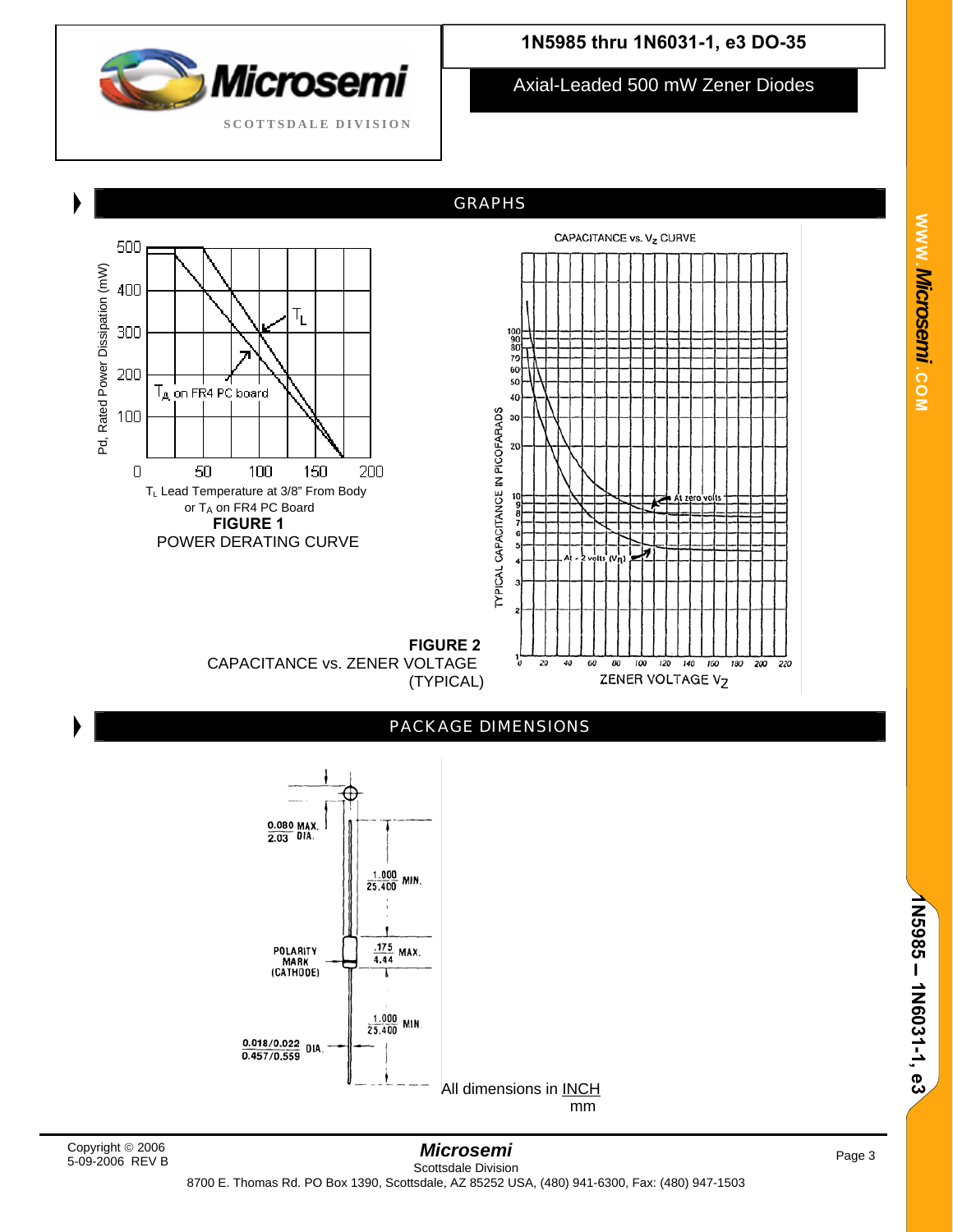# 1N5985 thru 1N6031-1, e3 DO-35

## Axial-Leaded 500 mW Zener Diodes

## GRAPHS

$T_L$ Lead Temperature at 3/8" From Body or $T_A$ on FR4 PC Board

**FIGURE 1**

POWER DERATING CURVE

**FIGURE 2**

CAPACITANCE vs. ZENER VOLTAGE (TYPICAL)

## PACKAGE DIMENSIONS

All dimensions in INCH / mm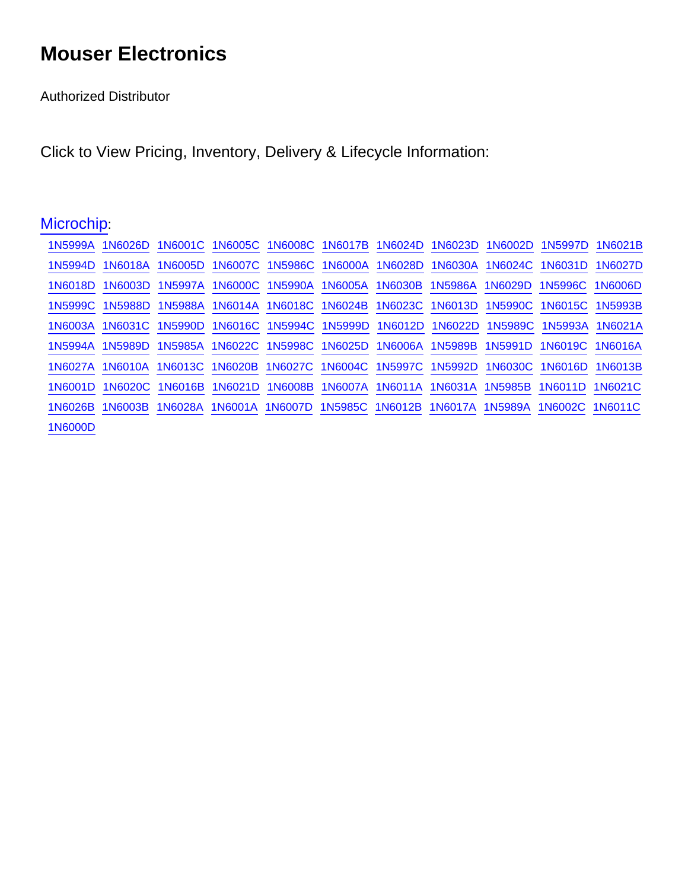# Mouser Electronics

Authorized Distributor

Click to View Pricing, Inventory, Delivery & Lifecycle Information:

Microchip:

1N5999A 1N6026D 1N6001C 1N6005C 1N6008C 1N6017B 1N6024D 1N6023D 1N6002D 1N5997D 1N6021B 1N5994D 1N6018A 1N6005D 1N6007C 1N5986C 1N6000A 1N6028D 1N6030A 1N6024C 1N6031D 1N6027D 1N6018D 1N6003D 1N5997A 1N6000C 1N5990A 1N6005A 1N6030B 1N5986A 1N6029D 1N5996C 1N6006D 1N5999C 1N5988D 1N5988A 1N6014A 1N6018C 1N6024B 1N6023C 1N6013D 1N5990C 1N6015C 1N5993B 1N6003A 1N6031C 1N5990D 1N6016C 1N5994C 1N5999D 1N6012D 1N6022D 1N5989C 1N5993A 1N6021A 1N5994A 1N5989D 1N5985A 1N6022C 1N5998C 1N6025D 1N6006A 1N5989B 1N5991D 1N6019C 1N6016A 1N6027A 1N6010A 1N6013C 1N6020B 1N6027C 1N6004C 1N5997C 1N5992D 1N6030C 1N6016D 1N6013B 1N6001D 1N6020C 1N6016B 1N6021D 1N6008B 1N6007A 1N6011A 1N6031A 1N5985B 1N6011D 1N6021C 1N6026B 1N6003B 1N6028A 1N6001A 1N6007D 1N5985C 1N6012B 1N6017A 1N5989A 1N6002C 1N6011C 1N6000D